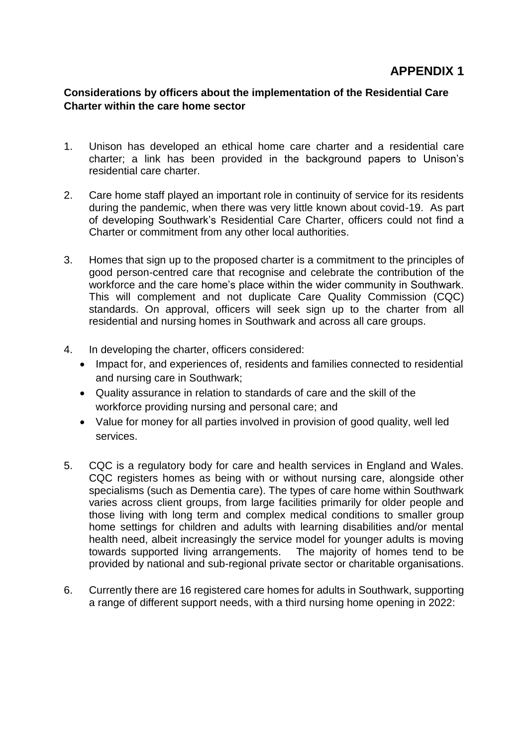# APPENDIX 1

**Considerations by officers about the implementation of the Residential Care Charter within the care home sector**

1. Unison has developed an ethical home care charter and a residential care charter; a link has been provided in the background papers to Unison's residential care charter.

2. Care home staff played an important role in continuity of service for its residents during the pandemic, when there was very little known about covid-19. As part of developing Southwark's Residential Care Charter, officers could not find a Charter or commitment from any other local authorities.

3. Homes that sign up to the proposed charter is a commitment to the principles of good person-centred care that recognise and celebrate the contribution of the workforce and the care home's place within the wider community in Southwark. This will complement and not duplicate Care Quality Commission (CQC) standards. On approval, officers will seek sign up to the charter from all residential and nursing homes in Southwark and across all care groups.

4. In developing the charter, officers considered:
   - Impact for, and experiences of, residents and families connected to residential and nursing care in Southwark;
   - Quality assurance in relation to standards of care and the skill of the workforce providing nursing and personal care; and
   - Value for money for all parties involved in provision of good quality, well led services.

5. CQC is a regulatory body for care and health services in England and Wales. CQC registers homes as being with or without nursing care, alongside other specialisms (such as Dementia care). The types of care home within Southwark varies across client groups, from large facilities primarily for older people and those living with long term and complex medical conditions to smaller group home settings for children and adults with learning disabilities and/or mental health need, albeit increasingly the service model for younger adults is moving towards supported living arrangements. The majority of homes tend to be provided by national and sub-regional private sector or charitable organisations.

6. Currently there are 16 registered care homes for adults in Southwark, supporting a range of different support needs, with a third nursing home opening in 2022: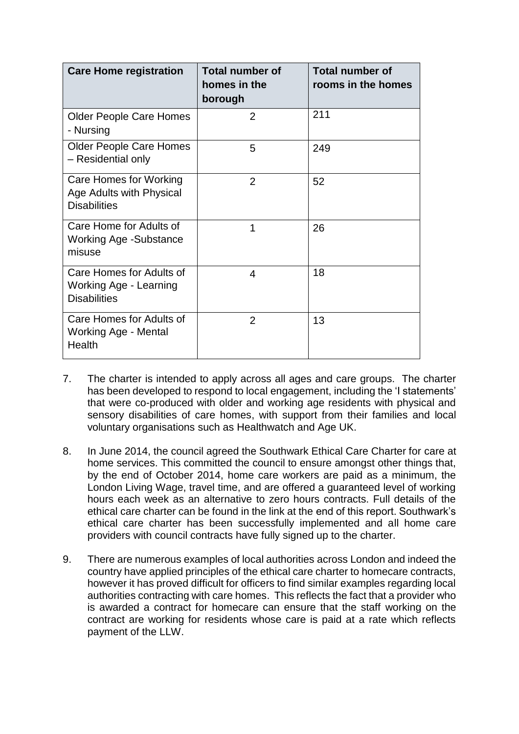| Care Home registration | Total number of homes in the borough | Total number of rooms in the homes |
|---|---|---|
| Older People Care Homes - Nursing | 2 | 211 |
| Older People Care Homes – Residential only | 5 | 249 |
| Care Homes for Working Age Adults with Physical Disabilities | 2 | 52 |
| Care Home for Adults of Working Age -Substance misuse | 1 | 26 |
| Care Homes for Adults of Working Age - Learning Disabilities | 4 | 18 |
| Care Homes for Adults of Working Age - Mental Health | 2 | 13 |

7. The charter is intended to apply across all ages and care groups. The charter has been developed to respond to local engagement, including the 'I statements' that were co-produced with older and working age residents with physical and sensory disabilities of care homes, with support from their families and local voluntary organisations such as Healthwatch and Age UK.

8. In June 2014, the council agreed the Southwark Ethical Care Charter for care at home services. This committed the council to ensure amongst other things that, by the end of October 2014, home care workers are paid as a minimum, the London Living Wage, travel time, and are offered a guaranteed level of working hours each week as an alternative to zero hours contracts. Full details of the ethical care charter can be found in the link at the end of this report. Southwark's ethical care charter has been successfully implemented and all home care providers with council contracts have fully signed up to the charter.

9. There are numerous examples of local authorities across London and indeed the country have applied principles of the ethical care charter to homecare contracts, however it has proved difficult for officers to find similar examples regarding local authorities contracting with care homes. This reflects the fact that a provider who is awarded a contract for homecare can ensure that the staff working on the contract are working for residents whose care is paid at a rate which reflects payment of the LLW.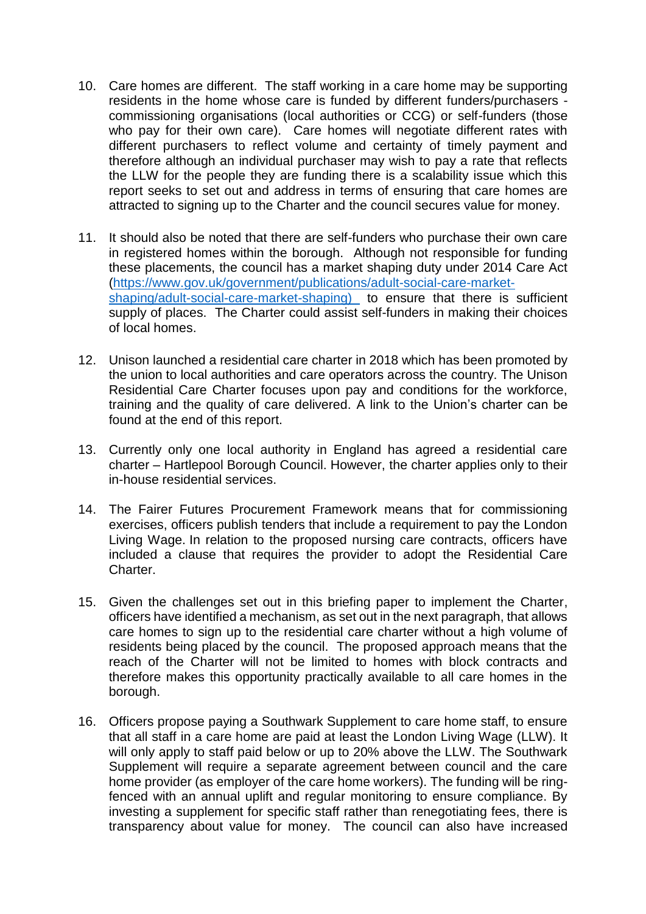10. Care homes are different. The staff working in a care home may be supporting residents in the home whose care is funded by different funders/purchasers - commissioning organisations (local authorities or CCG) or self-funders (those who pay for their own care). Care homes will negotiate different rates with different purchasers to reflect volume and certainty of timely payment and therefore although an individual purchaser may wish to pay a rate that reflects the LLW for the people they are funding there is a scalability issue which this report seeks to set out and address in terms of ensuring that care homes are attracted to signing up to the Charter and the council secures value for money.

11. It should also be noted that there are self-funders who purchase their own care in registered homes within the borough. Although not responsible for funding these placements, the council has a market shaping duty under 2014 Care Act (https://www.gov.uk/government/publications/adult-social-care-market-shaping/adult-social-care-market-shaping) to ensure that there is sufficient supply of places. The Charter could assist self-funders in making their choices of local homes.

12. Unison launched a residential care charter in 2018 which has been promoted by the union to local authorities and care operators across the country. The Unison Residential Care Charter focuses upon pay and conditions for the workforce, training and the quality of care delivered. A link to the Union's charter can be found at the end of this report.

13. Currently only one local authority in England has agreed a residential care charter – Hartlepool Borough Council. However, the charter applies only to their in-house residential services.

14. The Fairer Futures Procurement Framework means that for commissioning exercises, officers publish tenders that include a requirement to pay the London Living Wage. In relation to the proposed nursing care contracts, officers have included a clause that requires the provider to adopt the Residential Care Charter.

15. Given the challenges set out in this briefing paper to implement the Charter, officers have identified a mechanism, as set out in the next paragraph, that allows care homes to sign up to the residential care charter without a high volume of residents being placed by the council. The proposed approach means that the reach of the Charter will not be limited to homes with block contracts and therefore makes this opportunity practically available to all care homes in the borough.

16. Officers propose paying a Southwark Supplement to care home staff, to ensure that all staff in a care home are paid at least the London Living Wage (LLW). It will only apply to staff paid below or up to 20% above the LLW. The Southwark Supplement will require a separate agreement between council and the care home provider (as employer of the care home workers). The funding will be ring-fenced with an annual uplift and regular monitoring to ensure compliance. By investing a supplement for specific staff rather than renegotiating fees, there is transparency about value for money. The council can also have increased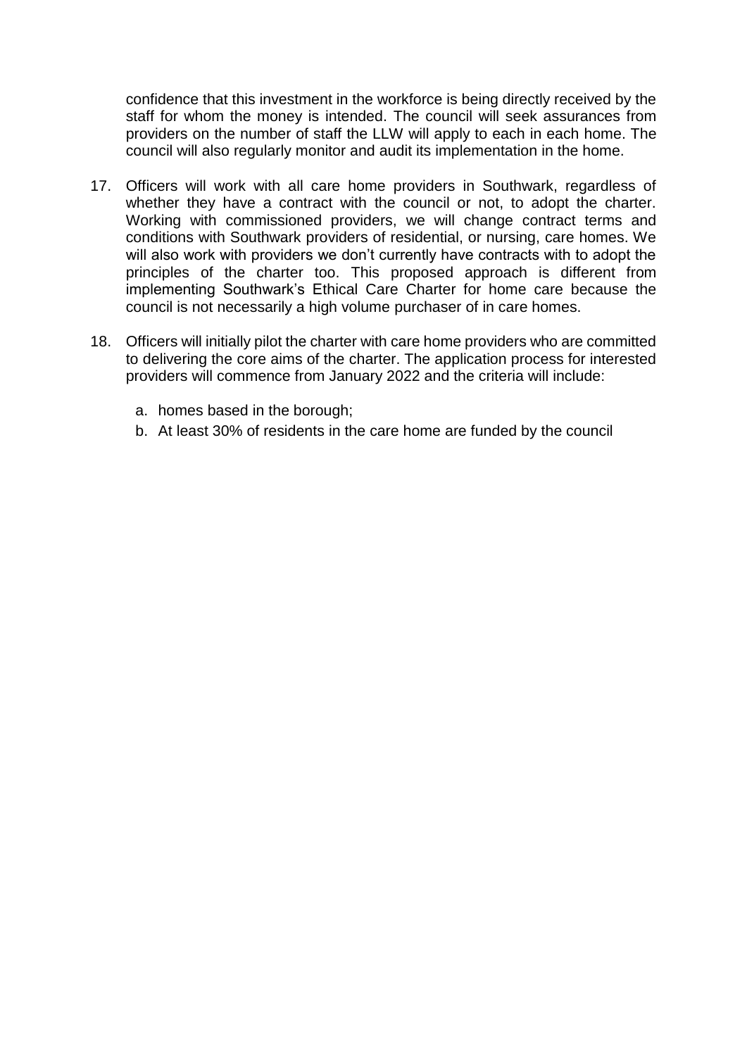confidence that this investment in the workforce is being directly received by the staff for whom the money is intended. The council will seek assurances from providers on the number of staff the LLW will apply to each in each home. The council will also regularly monitor and audit its implementation in the home.

17. Officers will work with all care home providers in Southwark, regardless of whether they have a contract with the council or not, to adopt the charter. Working with commissioned providers, we will change contract terms and conditions with Southwark providers of residential, or nursing, care homes. We will also work with providers we don't currently have contracts with to adopt the principles of the charter too. This proposed approach is different from implementing Southwark's Ethical Care Charter for home care because the council is not necessarily a high volume purchaser of in care homes.

18. Officers will initially pilot the charter with care home providers who are committed to delivering the core aims of the charter. The application process for interested providers will commence from January 2022 and the criteria will include:

    a. homes based in the borough;
    b. At least 30% of residents in the care home are funded by the council